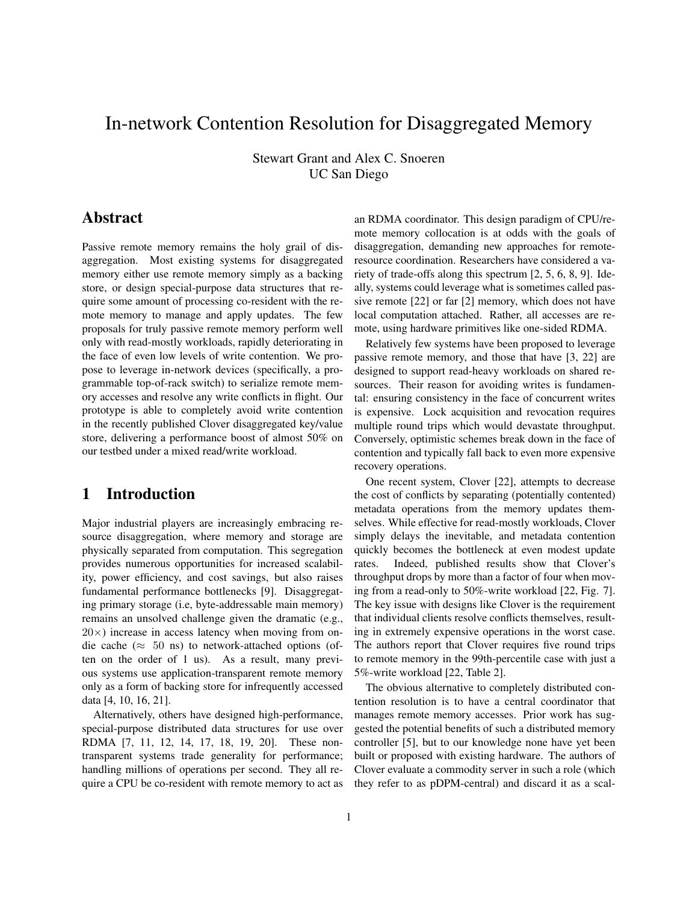# In-network Contention Resolution for Disaggregated Memory

Stewart Grant and Alex C. Snoeren
UC San Diego

## Abstract

Passive remote memory remains the holy grail of disaggregation. Most existing systems for disaggregated memory either use remote memory simply as a backing store, or design special-purpose data structures that require some amount of processing co-resident with the remote memory to manage and apply updates. The few proposals for truly passive remote memory perform well only with read-mostly workloads, rapidly deteriorating in the face of even low levels of write contention. We propose to leverage in-network devices (specifically, a programmable top-of-rack switch) to serialize remote memory accesses and resolve any write conflicts in flight. Our prototype is able to completely avoid write contention in the recently published Clover disaggregated key/value store, delivering a performance boost of almost 50% on our testbed under a mixed read/write workload.

## 1 Introduction

Major industrial players are increasingly embracing resource disaggregation, where memory and storage are physically separated from computation. This segregation provides numerous opportunities for increased scalability, power efficiency, and cost savings, but also raises fundamental performance bottlenecks [9]. Disaggregating primary storage (i.e, byte-addressable main memory) remains an unsolved challenge given the dramatic (e.g., $20\times$) increase in access latency when moving from on-die cache ($\approx$ 50 ns) to network-attached options (often on the order of 1 us). As a result, many previous systems use application-transparent remote memory only as a form of backing store for infrequently accessed data [4, 10, 16, 21].

Alternatively, others have designed high-performance, special-purpose distributed data structures for use over RDMA [7, 11, 12, 14, 17, 18, 19, 20]. These non-transparent systems trade generality for performance; handling millions of operations per second. They all require a CPU be co-resident with remote memory to act as an RDMA coordinator. This design paradigm of CPU/remote memory collocation is at odds with the goals of disaggregation, demanding new approaches for remote-resource coordination. Researchers have considered a variety of trade-offs along this spectrum [2, 5, 6, 8, 9]. Ideally, systems could leverage what is sometimes called passive remote [22] or far [2] memory, which does not have local computation attached. Rather, all accesses are remote, using hardware primitives like one-sided RDMA.

Relatively few systems have been proposed to leverage passive remote memory, and those that have [3, 22] are designed to support read-heavy workloads on shared resources. Their reason for avoiding writes is fundamental: ensuring consistency in the face of concurrent writes is expensive. Lock acquisition and revocation requires multiple round trips which would devastate throughput. Conversely, optimistic schemes break down in the face of contention and typically fall back to even more expensive recovery operations.

One recent system, Clover [22], attempts to decrease the cost of conflicts by separating (potentially contented) metadata operations from the memory updates themselves. While effective for read-mostly workloads, Clover simply delays the inevitable, and metadata contention quickly becomes the bottleneck at even modest update rates. Indeed, published results show that Clover's throughput drops by more than a factor of four when moving from a read-only to 50%-write workload [22, Fig. 7]. The key issue with designs like Clover is the requirement that individual clients resolve conflicts themselves, resulting in extremely expensive operations in the worst case. The authors report that Clover requires five round trips to remote memory in the 99th-percentile case with just a 5%-write workload [22, Table 2].

The obvious alternative to completely distributed contention resolution is to have a central coordinator that manages remote memory accesses. Prior work has suggested the potential benefits of such a distributed memory controller [5], but to our knowledge none have yet been built or proposed with existing hardware. The authors of Clover evaluate a commodity server in such a role (which they refer to as pDPM-central) and discard it as a scal-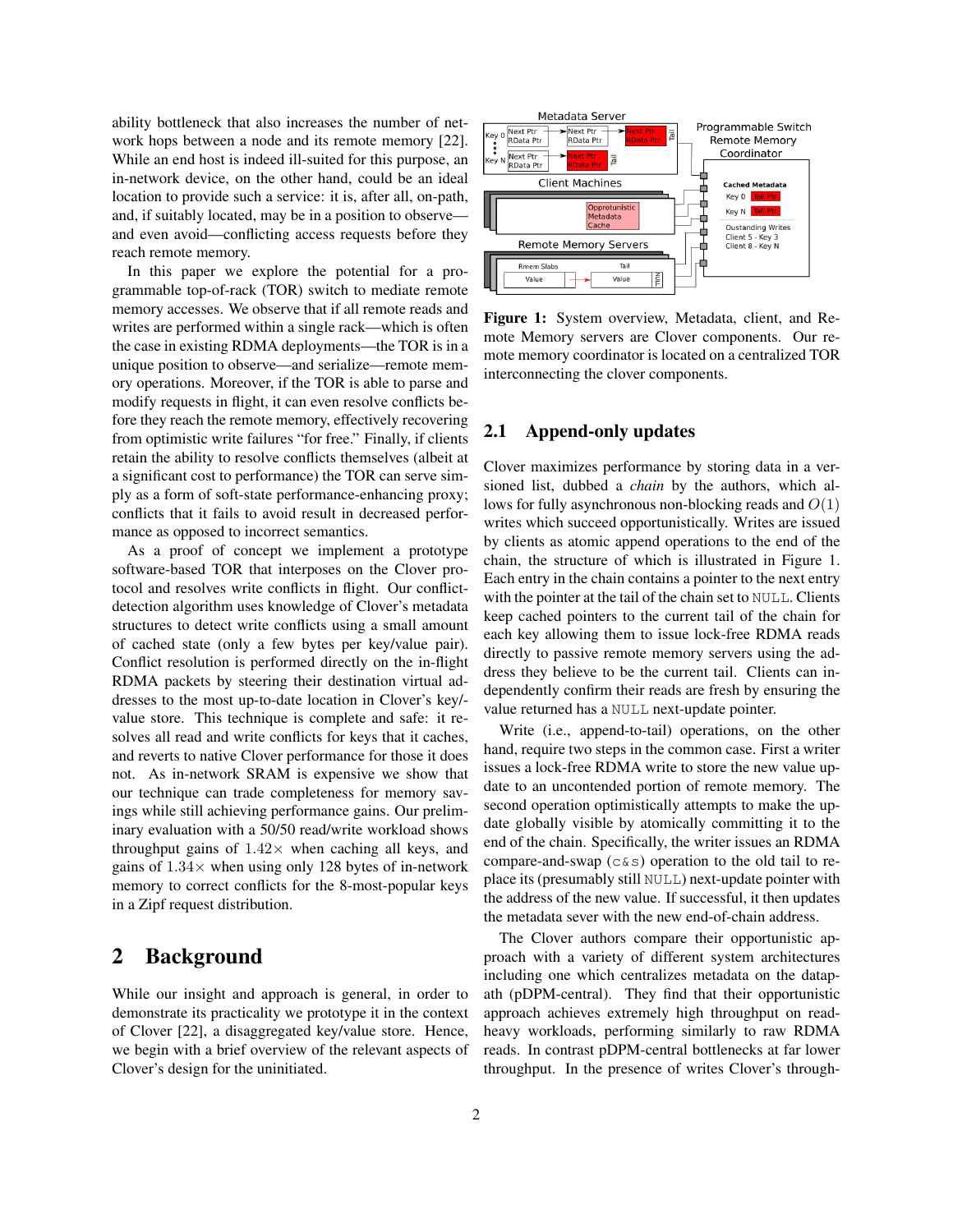ability bottleneck that also increases the number of network hops between a node and its remote memory [22]. While an end host is indeed ill-suited for this purpose, an in-network device, on the other hand, could be an ideal location to provide such a service: it is, after all, on-path, and, if suitably located, may be in a position to observe—and even avoid—conflicting access requests before they reach remote memory.

In this paper we explore the potential for a programmable top-of-rack (TOR) switch to mediate remote memory accesses. We observe that if all remote reads and writes are performed within a single rack—which is often the case in existing RDMA deployments—the TOR is in a unique position to observe—and serialize—remote memory operations. Moreover, if the TOR is able to parse and modify requests in flight, it can even resolve conflicts before they reach the remote memory, effectively recovering from optimistic write failures "for free." Finally, if clients retain the ability to resolve conflicts themselves (albeit at a significant cost to performance) the TOR can serve simply as a form of soft-state performance-enhancing proxy; conflicts that it fails to avoid result in decreased performance as opposed to incorrect semantics.

As a proof of concept we implement a prototype software-based TOR that interposes on the Clover protocol and resolves write conflicts in flight. Our conflict-detection algorithm uses knowledge of Clover's metadata structures to detect write conflicts using a small amount of cached state (only a few bytes per key/value pair). Conflict resolution is performed directly on the in-flight RDMA packets by steering their destination virtual addresses to the most up-to-date location in Clover's key/value store. This technique is complete and safe: it resolves all read and write conflicts for keys that it caches, and reverts to native Clover performance for those it does not. As in-network SRAM is expensive we show that our technique can trade completeness for memory savings while still achieving performance gains. Our preliminary evaluation with a 50/50 read/write workload shows throughput gains of $1.42\times$ when caching all keys, and gains of $1.34\times$ when using only 128 bytes of in-network memory to correct conflicts for the 8-most-popular keys in a Zipf request distribution.

## 2 Background

While our insight and approach is general, in order to demonstrate its practicality we prototype it in the context of Clover [22], a disaggregated key/value store. Hence, we begin with a brief overview of the relevant aspects of Clover's design for the uninitiated.

**Figure 1:** System overview, Metadata, client, and Remote Memory servers are Clover components. Our remote memory coordinator is located on a centralized TOR interconnecting the clover components.

### 2.1 Append-only updates

Clover maximizes performance by storing data in a versioned list, dubbed a *chain* by the authors, which allows for fully asynchronous non-blocking reads and $O(1)$ writes which succeed opportunistically. Writes are issued by clients as atomic append operations to the end of the chain, the structure of which is illustrated in Figure 1. Each entry in the chain contains a pointer to the next entry with the pointer at the tail of the chain set to NULL. Clients keep cached pointers to the current tail of the chain for each key allowing them to issue lock-free RDMA reads directly to passive remote memory servers using the address they believe to be the current tail. Clients can independently confirm their reads are fresh by ensuring the value returned has a NULL next-update pointer.

Write (i.e., append-to-tail) operations, on the other hand, require two steps in the common case. First a writer issues a lock-free RDMA write to store the new value update to an uncontended portion of remote memory. The second operation optimistically attempts to make the update globally visible by atomically committing it to the end of the chain. Specifically, the writer issues an RDMA compare-and-swap (c&s) operation to the old tail to replace its (presumably still NULL) next-update pointer with the address of the new value. If successful, it then updates the metadata sever with the new end-of-chain address.

The Clover authors compare their opportunistic approach with a variety of different system architectures including one which centralizes metadata on the datapath (pDPM-central). They find that their opportunistic approach achieves extremely high throughput on read-heavy workloads, performing similarly to raw RDMA reads. In contrast pDPM-central bottlenecks at far lower throughput. In the presence of writes Clover's through-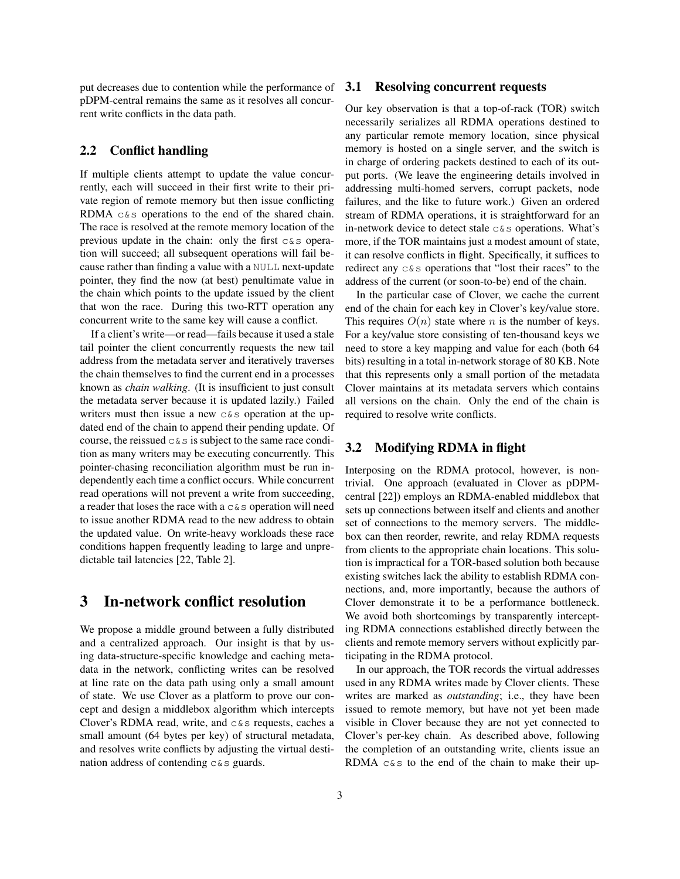put decreases due to contention while the performance of pDPM-central remains the same as it resolves all concurrent write conflicts in the data path.

## 2.2 Conflict handling

If multiple clients attempt to update the value concurrently, each will succeed in their first write to their private region of remote memory but then issue conflicting RDMA `c&s` operations to the end of the shared chain. The race is resolved at the remote memory location of the previous update in the chain: only the first `c&s` operation will succeed; all subsequent operations will fail because rather than finding a value with a `NULL` next-update pointer, they find the now (at best) penultimate value in the chain which points to the update issued by the client that won the race. During this two-RTT operation any concurrent write to the same key will cause a conflict.

If a client's write—or read—fails because it used a stale tail pointer the client concurrently requests the new tail address from the metadata server and iteratively traverses the chain themselves to find the current end in a processes known as *chain walking*. (It is insufficient to just consult the metadata server because it is updated lazily.) Failed writers must then issue a new `c&s` operation at the updated end of the chain to append their pending update. Of course, the reissued `c&s` is subject to the same race condition as many writers may be executing concurrently. This pointer-chasing reconciliation algorithm must be run independently each time a conflict occurs. While concurrent read operations will not prevent a write from succeeding, a reader that loses the race with a `c&s` operation will need to issue another RDMA read to the new address to obtain the updated value. On write-heavy workloads these race conditions happen frequently leading to large and unpredictable tail latencies [22, Table 2].

# 3 In-network conflict resolution

We propose a middle ground between a fully distributed and a centralized approach. Our insight is that by using data-structure-specific knowledge and caching metadata in the network, conflicting writes can be resolved at line rate on the data path using only a small amount of state. We use Clover as a platform to prove our concept and design a middlebox algorithm which intercepts Clover's RDMA read, write, and `c&s` requests, caches a small amount (64 bytes per key) of structural metadata, and resolves write conflicts by adjusting the virtual destination address of contending `c&s` guards.

## 3.1 Resolving concurrent requests

Our key observation is that a top-of-rack (TOR) switch necessarily serializes all RDMA operations destined to any particular remote memory location, since physical memory is hosted on a single server, and the switch is in charge of ordering packets destined to each of its output ports. (We leave the engineering details involved in addressing multi-homed servers, corrupt packets, node failures, and the like to future work.) Given an ordered stream of RDMA operations, it is straightforward for an in-network device to detect stale `c&s` operations. What's more, if the TOR maintains just a modest amount of state, it can resolve conflicts in flight. Specifically, it suffices to redirect any `c&s` operations that "lost their races" to the address of the current (or soon-to-be) end of the chain.

In the particular case of Clover, we cache the current end of the chain for each key in Clover's key/value store. This requires $O(n)$ state where $n$ is the number of keys. For a key/value store consisting of ten-thousand keys we need to store a key mapping and value for each (both 64 bits) resulting in a total in-network storage of 80 KB. Note that this represents only a small portion of the metadata Clover maintains at its metadata servers which contains all versions on the chain. Only the end of the chain is required to resolve write conflicts.

## 3.2 Modifying RDMA in flight

Interposing on the RDMA protocol, however, is nontrivial. One approach (evaluated in Clover as pDPM-central [22]) employs an RDMA-enabled middlebox that sets up connections between itself and clients and another set of connections to the memory servers. The middlebox can then reorder, rewrite, and relay RDMA requests from clients to the appropriate chain locations. This solution is impractical for a TOR-based solution both because existing switches lack the ability to establish RDMA connections, and, more importantly, because the authors of Clover demonstrate it to be a performance bottleneck. We avoid both shortcomings by transparently intercepting RDMA connections established directly between the clients and remote memory servers without explicitly participating in the RDMA protocol.

In our approach, the TOR records the virtual addresses used in any RDMA writes made by Clover clients. These writes are marked as *outstanding*; i.e., they have been issued to remote memory, but have not yet been made visible in Clover because they are not yet connected to Clover's per-key chain. As described above, following the completion of an outstanding write, clients issue an RDMA `c&s` to the end of the chain to make their up-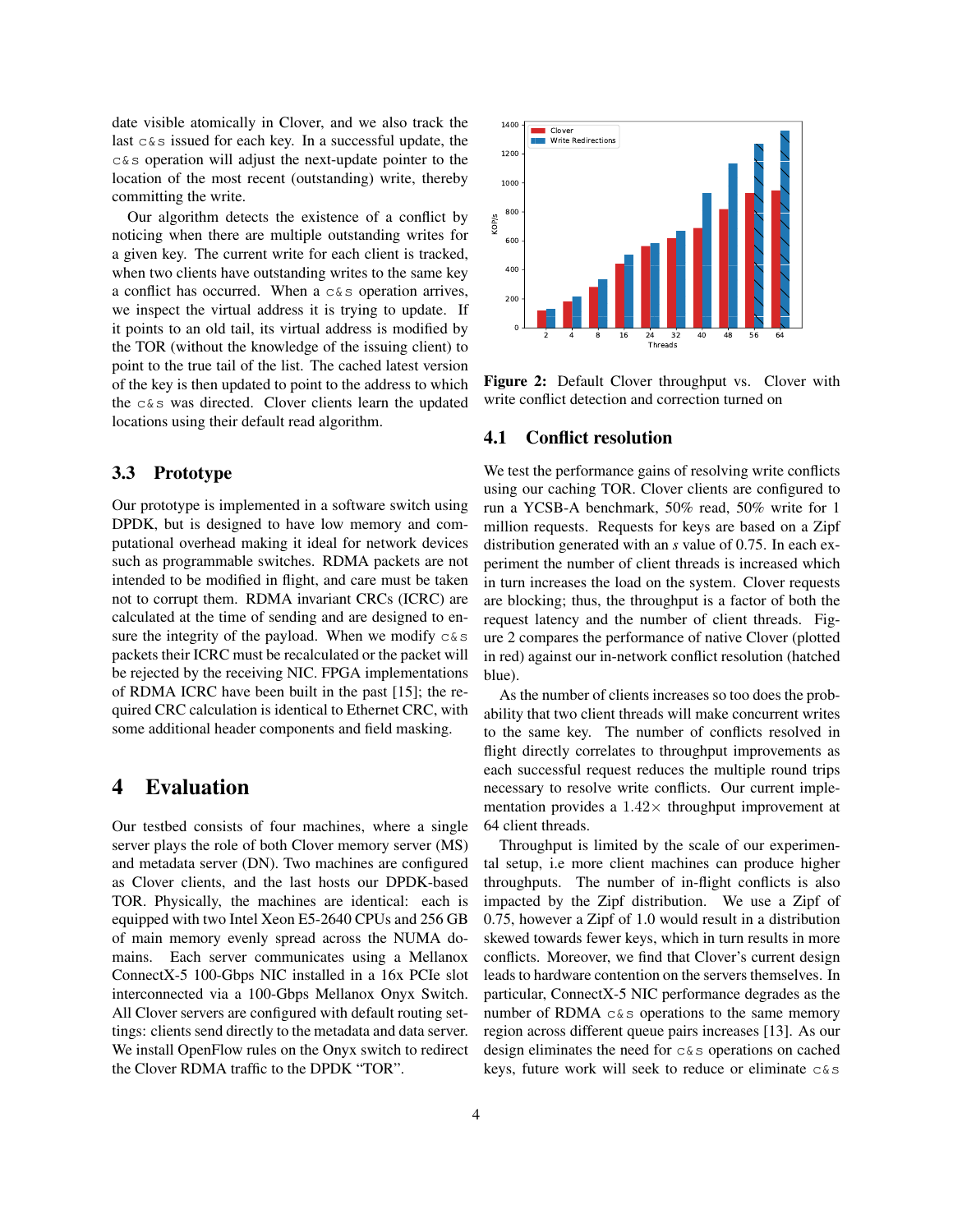date visible atomically in Clover, and we also track the last `c&s` issued for each key. In a successful update, the `c&s` operation will adjust the next-update pointer to the location of the most recent (outstanding) write, thereby committing the write.

Our algorithm detects the existence of a conflict by noticing when there are multiple outstanding writes for a given key. The current write for each client is tracked, when two clients have outstanding writes to the same key a conflict has occurred. When a `c&s` operation arrives, we inspect the virtual address it is trying to update. If it points to an old tail, its virtual address is modified by the TOR (without the knowledge of the issuing client) to point to the true tail of the list. The cached latest version of the key is then updated to point to the address to which the `c&s` was directed. Clover clients learn the updated locations using their default read algorithm.

### 3.3 Prototype

Our prototype is implemented in a software switch using DPDK, but is designed to have low memory and computational overhead making it ideal for network devices such as programmable switches. RDMA packets are not intended to be modified in flight, and care must be taken not to corrupt them. RDMA invariant CRCs (ICRC) are calculated at the time of sending and are designed to ensure the integrity of the payload. When we modify `c&s` packets their ICRC must be recalculated or the packet will be rejected by the receiving NIC. FPGA implementations of RDMA ICRC have been built in the past [15]; the required CRC calculation is identical to Ethernet CRC, with some additional header components and field masking.

## 4 Evaluation

Our testbed consists of four machines, where a single server plays the role of both Clover memory server (MS) and metadata server (DN). Two machines are configured as Clover clients, and the last hosts our DPDK-based TOR. Physically, the machines are identical: each is equipped with two Intel Xeon E5-2640 CPUs and 256 GB of main memory evenly spread across the NUMA domains. Each server communicates using a Mellanox ConnectX-5 100-Gbps NIC installed in a 16x PCIe slot interconnected via a 100-Gbps Mellanox Onyx Switch. All Clover servers are configured with default routing settings: clients send directly to the metadata and data server. We install OpenFlow rules on the Onyx switch to redirect the Clover RDMA traffic to the DPDK "TOR".

**Figure 2:** Default Clover throughput vs. Clover with write conflict detection and correction turned on

### 4.1 Conflict resolution

We test the performance gains of resolving write conflicts using our caching TOR. Clover clients are configured to run a YCSB-A benchmark, 50% read, 50% write for 1 million requests. Requests for keys are based on a Zipf distribution generated with an $s$ value of 0.75. In each experiment the number of client threads is increased which in turn increases the load on the system. Clover requests are blocking; thus, the throughput is a factor of both the request latency and the number of client threads. Figure 2 compares the performance of native Clover (plotted in red) against our in-network conflict resolution (hatched blue).

As the number of clients increases so too does the probability that two client threads will make concurrent writes to the same key. The number of conflicts resolved in flight directly correlates to throughput improvements as each successful request reduces the multiple round trips necessary to resolve write conflicts. Our current implementation provides a $1.42\times$ throughput improvement at 64 client threads.

Throughput is limited by the scale of our experimental setup, i.e more client machines can produce higher throughputs. The number of in-flight conflicts is also impacted by the Zipf distribution. We use a Zipf of 0.75, however a Zipf of 1.0 would result in a distribution skewed towards fewer keys, which in turn results in more conflicts. Moreover, we find that Clover's current design leads to hardware contention on the servers themselves. In particular, ConnectX-5 NIC performance degrades as the number of RDMA `c&s` operations to the same memory region across different queue pairs increases [13]. As our design eliminates the need for `c&s` operations on cached keys, future work will seek to reduce or eliminate `c&s`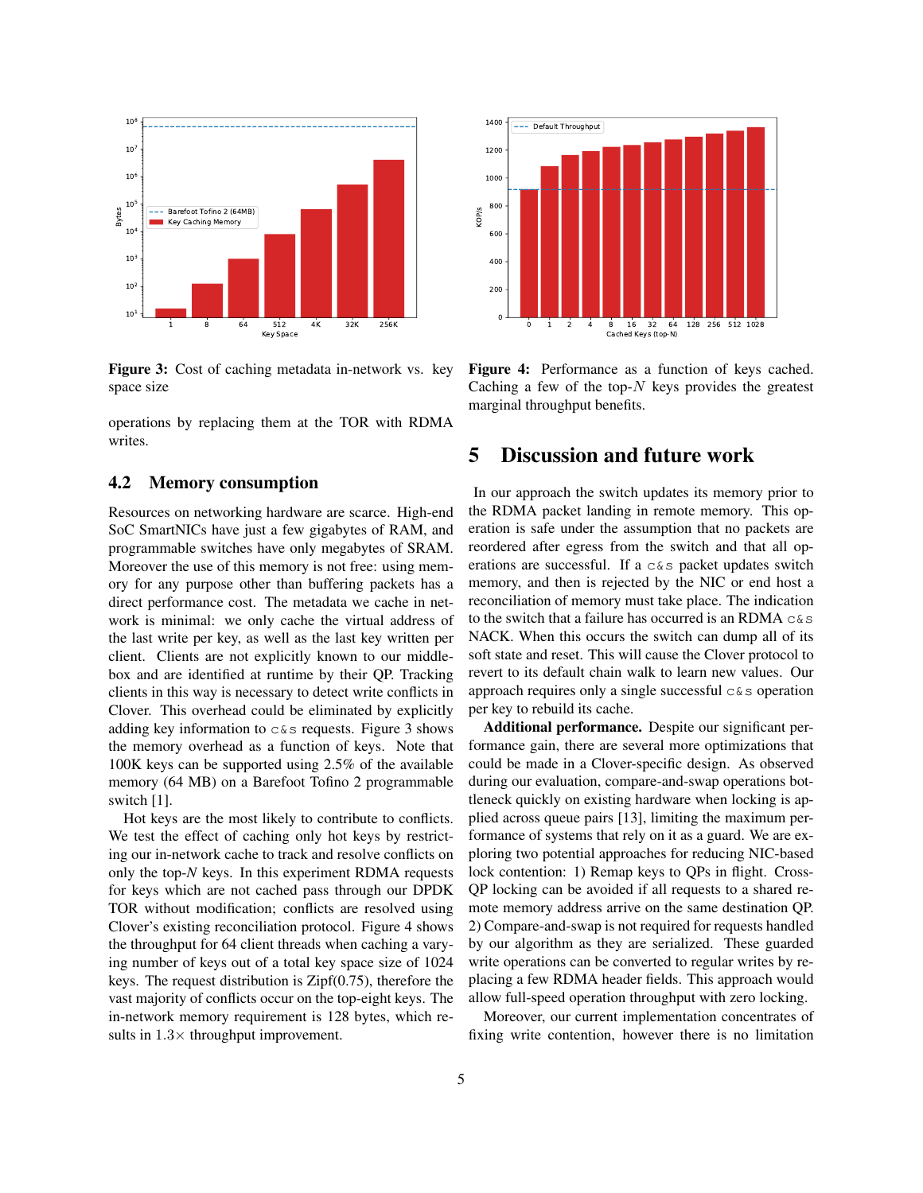**Figure 3:** Cost of caching metadata in-network vs. key space size

operations by replacing them at the TOR with RDMA writes.

## 4.2 Memory consumption

Resources on networking hardware are scarce. High-end SoC SmartNICs have just a few gigabytes of RAM, and programmable switches have only megabytes of SRAM. Moreover the use of this memory is not free: using memory for any purpose other than buffering packets has a direct performance cost. The metadata we cache in network is minimal: we only cache the virtual address of the last write per key, as well as the last key written per client. Clients are not explicitly known to our middlebox and are identified at runtime by their QP. Tracking clients in this way is necessary to detect write conflicts in Clover. This overhead could be eliminated by explicitly adding key information to `c&s` requests. Figure 3 shows the memory overhead as a function of keys. Note that 100K keys can be supported using 2.5% of the available memory (64 MB) on a Barefoot Tofino 2 programmable switch [1].

Hot keys are the most likely to contribute to conflicts. We test the effect of caching only hot keys by restricting our in-network cache to track and resolve conflicts on only the top-$N$ keys. In this experiment RDMA requests for keys which are not cached pass through our DPDK TOR without modification; conflicts are resolved using Clover's existing reconciliation protocol. Figure 4 shows the throughput for 64 client threads when caching a varying number of keys out of a total key space size of 1024 keys. The request distribution is Zipf(0.75), therefore the vast majority of conflicts occur on the top-eight keys. The in-network memory requirement is 128 bytes, which results in $1.3\times$ throughput improvement.

**Figure 4:** Performance as a function of keys cached. Caching a few of the top-$N$ keys provides the greatest marginal throughput benefits.

# 5 Discussion and future work

In our approach the switch updates its memory prior to the RDMA packet landing in remote memory. This operation is safe under the assumption that no packets are reordered after egress from the switch and that all operations are successful. If a `c&s` packet updates switch memory, and then is rejected by the NIC or end host a reconciliation of memory must take place. The indication to the switch that a failure has occurred is an RDMA `c&s` NACK. When this occurs the switch can dump all of its soft state and reset. This will cause the Clover protocol to revert to its default chain walk to learn new values. Our approach requires only a single successful `c&s` operation per key to rebuild its cache.

**Additional performance.** Despite our significant performance gain, there are several more optimizations that could be made in a Clover-specific design. As observed during our evaluation, compare-and-swap operations bottleneck quickly on existing hardware when locking is applied across queue pairs [13], limiting the maximum performance of systems that rely on it as a guard. We are exploring two potential approaches for reducing NIC-based lock contention: 1) Remap keys to QPs in flight. Cross-QP locking can be avoided if all requests to a shared remote memory address arrive on the same destination QP. 2) Compare-and-swap is not required for requests handled by our algorithm as they are serialized. These guarded write operations can be converted to regular writes by replacing a few RDMA header fields. This approach would allow full-speed operation throughput with zero locking.

Moreover, our current implementation concentrates of fixing write contention, however there is no limitation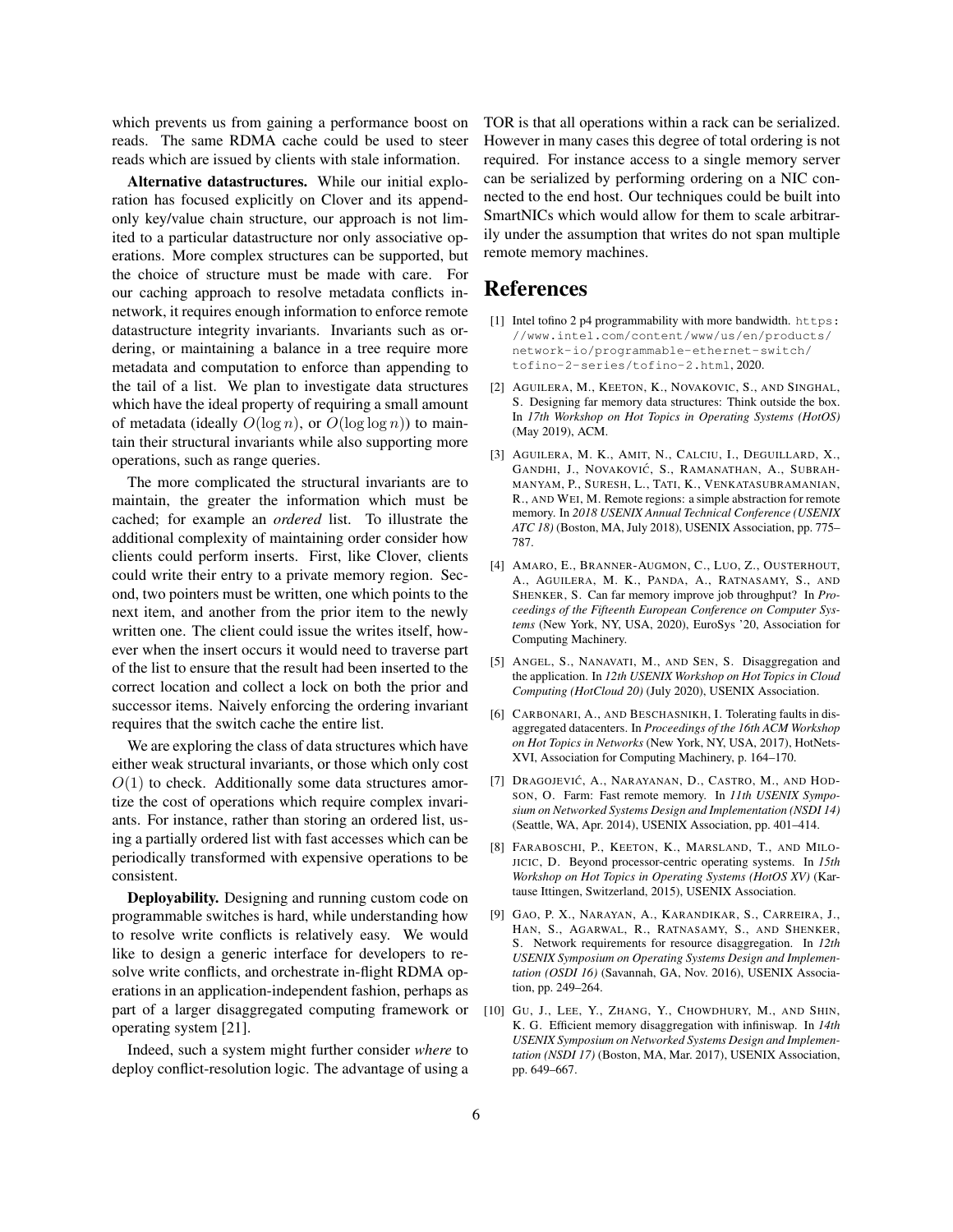which prevents us from gaining a performance boost on reads. The same RDMA cache could be used to steer reads which are issued by clients with stale information.

**Alternative datastructures.** While our initial exploration has focused explicitly on Clover and its append-only key/value chain structure, our approach is not limited to a particular datastructure nor only associative operations. More complex structures can be supported, but the choice of structure must be made with care. For our caching approach to resolve metadata conflicts in-network, it requires enough information to enforce remote datastructure integrity invariants. Invariants such as ordering, or maintaining a balance in a tree require more metadata and computation to enforce than appending to the tail of a list. We plan to investigate data structures which have the ideal property of requiring a small amount of metadata (ideally $O(\log n)$, or $O(\log \log n)$) to maintain their structural invariants while also supporting more operations, such as range queries.

The more complicated the structural invariants are to maintain, the greater the information which must be cached; for example an *ordered* list. To illustrate the additional complexity of maintaining order consider how clients could perform inserts. First, like Clover, clients could write their entry to a private memory region. Second, two pointers must be written, one which points to the next item, and another from the prior item to the newly written one. The client could issue the writes itself, however when the insert occurs it would need to traverse part of the list to ensure that the result had been inserted to the correct location and collect a lock on both the prior and successor items. Naively enforcing the ordering invariant requires that the switch cache the entire list.

We are exploring the class of data structures which have either weak structural invariants, or those which only cost $O(1)$ to check. Additionally some data structures amortize the cost of operations which require complex invariants. For instance, rather than storing an ordered list, using a partially ordered list with fast accesses which can be periodically transformed with expensive operations to be consistent.

**Deployability.** Designing and running custom code on programmable switches is hard, while understanding how to resolve write conflicts is relatively easy. We would like to design a generic interface for developers to resolve write conflicts, and orchestrate in-flight RDMA operations in an application-independent fashion, perhaps as part of a larger disaggregated computing framework or operating system [21].

Indeed, such a system might further consider *where* to deploy conflict-resolution logic. The advantage of using a TOR is that all operations within a rack can be serialized. However in many cases this degree of total ordering is not required. For instance access to a single memory server can be serialized by performing ordering on a NIC connected to the end host. Our techniques could be built into SmartNICs which would allow for them to scale arbitrarily under the assumption that writes do not span multiple remote memory machines.

# References

[1] Intel tofino 2 p4 programmability with more bandwidth. https://www.intel.com/content/www/us/en/products/network-io/programmable-ethernet-switch/tofino-2-series/tofino-2.html, 2020.

[2] Aguilera, M., Keeton, K., Novakovic, S., and Singhal, S. Designing far memory data structures: Think outside the box. In *17th Workshop on Hot Topics in Operating Systems (HotOS)* (May 2019), ACM.

[3] Aguilera, M. K., Amit, N., Calciu, I., Deguillard, X., Gandhi, J., Novaković, S., Ramanathan, A., Subrahmanyam, P., Suresh, L., Tati, K., Venkatasubramanian, R., and Wei, M. Remote regions: a simple abstraction for remote memory. In *2018 USENIX Annual Technical Conference (USENIX ATC 18)* (Boston, MA, July 2018), USENIX Association, pp. 775–787.

[4] Amaro, E., Branner-Augmon, C., Luo, Z., Ousterhout, A., Aguilera, M. K., Panda, A., Ratnasamy, S., and Shenker, S. Can far memory improve job throughput? In *Proceedings of the Fifteenth European Conference on Computer Systems* (New York, NY, USA, 2020), EuroSys '20, Association for Computing Machinery.

[5] Angel, S., Nanavati, M., and Sen, S. Disaggregation and the application. In *12th USENIX Workshop on Hot Topics in Cloud Computing (HotCloud 20)* (July 2020), USENIX Association.

[6] Carbonari, A., and Beschasnikh, I. Tolerating faults in disaggregated datacenters. In *Proceedings of the 16th ACM Workshop on Hot Topics in Networks* (New York, NY, USA, 2017), HotNets-XVI, Association for Computing Machinery, p. 164–170.

[7] Dragojević, A., Narayanan, D., Castro, M., and Hodson, O. Farm: Fast remote memory. In *11th USENIX Symposium on Networked Systems Design and Implementation (NSDI 14)* (Seattle, WA, Apr. 2014), USENIX Association, pp. 401–414.

[8] Faraboschi, P., Keeton, K., Marsland, T., and Milojicic, D. Beyond processor-centric operating systems. In *15th Workshop on Hot Topics in Operating Systems (HotOS XV)* (Kartause Ittingen, Switzerland, 2015), USENIX Association.

[9] Gao, P. X., Narayan, A., Karandikar, S., Carreira, J., Han, S., Agarwal, R., Ratnasamy, S., and Shenker, S. Network requirements for resource disaggregation. In *12th USENIX Symposium on Operating Systems Design and Implementation (OSDI 16)* (Savannah, GA, Nov. 2016), USENIX Association, pp. 249–264.

[10] Gu, J., Lee, Y., Zhang, Y., Chowdhury, M., and Shin, K. G. Efficient memory disaggregation with infiniswap. In *14th USENIX Symposium on Networked Systems Design and Implementation (NSDI 17)* (Boston, MA, Mar. 2017), USENIX Association, pp. 649–667.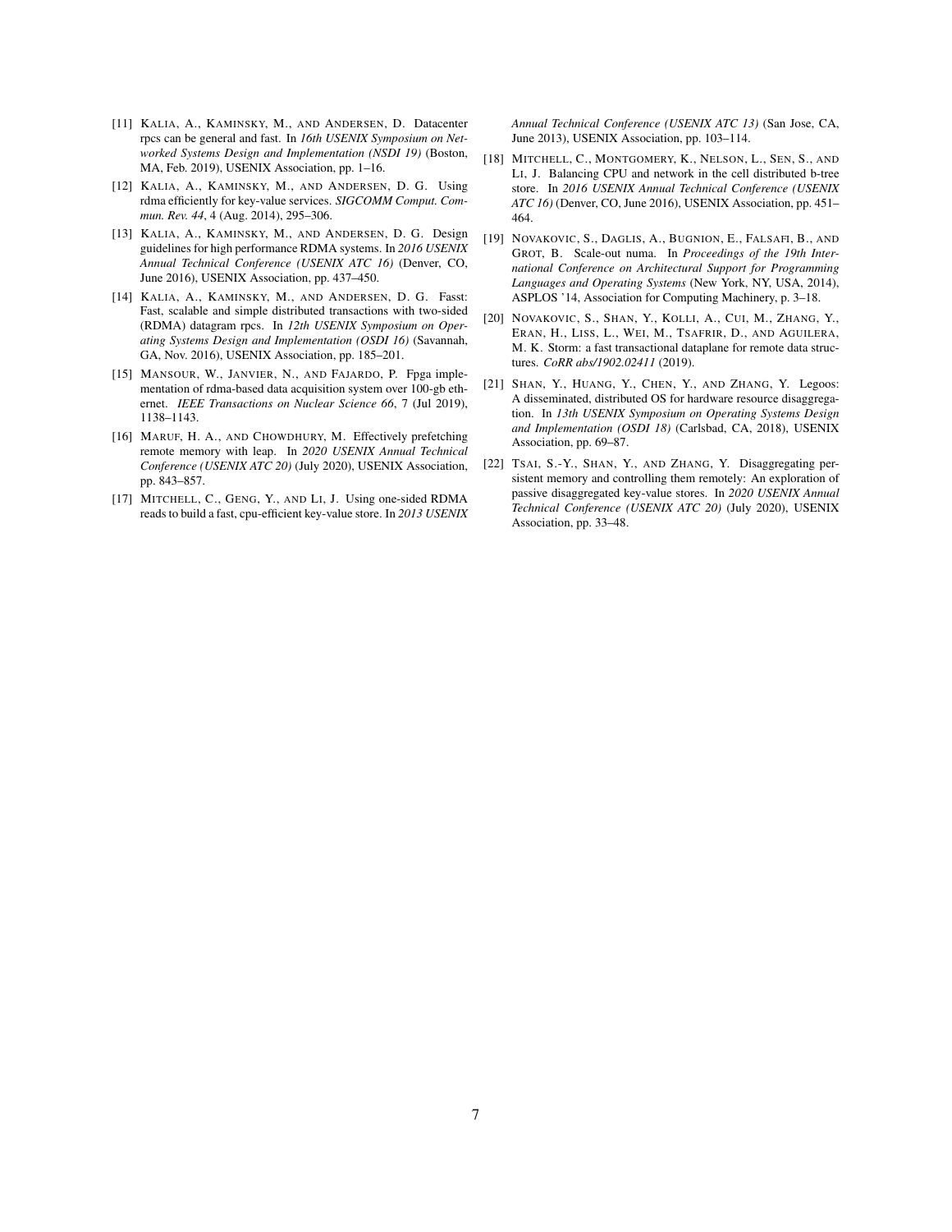[11] Kalia, A., Kaminsky, M., and Andersen, D. Datacenter rpcs can be general and fast. In *16th USENIX Symposium on Networked Systems Design and Implementation (NSDI 19)* (Boston, MA, Feb. 2019), USENIX Association, pp. 1–16.

[12] Kalia, A., Kaminsky, M., and Andersen, D. G. Using rdma efficiently for key-value services. *SIGCOMM Comput. Commun. Rev. 44*, 4 (Aug. 2014), 295–306.

[13] Kalia, A., Kaminsky, M., and Andersen, D. G. Design guidelines for high performance RDMA systems. In *2016 USENIX Annual Technical Conference (USENIX ATC 16)* (Denver, CO, June 2016), USENIX Association, pp. 437–450.

[14] Kalia, A., Kaminsky, M., and Andersen, D. G. Fasst: Fast, scalable and simple distributed transactions with two-sided (RDMA) datagram rpcs. In *12th USENIX Symposium on Operating Systems Design and Implementation (OSDI 16)* (Savannah, GA, Nov. 2016), USENIX Association, pp. 185–201.

[15] Mansour, W., Janvier, N., and Fajardo, P. Fpga implementation of rdma-based data acquisition system over 100-gb ethernet. *IEEE Transactions on Nuclear Science 66*, 7 (Jul 2019), 1138–1143.

[16] Maruf, H. A., and Chowdhury, M. Effectively prefetching remote memory with leap. In *2020 USENIX Annual Technical Conference (USENIX ATC 20)* (July 2020), USENIX Association, pp. 843–857.

[17] Mitchell, C., Geng, Y., and Li, J. Using one-sided RDMA reads to build a fast, cpu-efficient key-value store. In *2013 USENIX Annual Technical Conference (USENIX ATC 13)* (San Jose, CA, June 2013), USENIX Association, pp. 103–114.

[18] Mitchell, C., Montgomery, K., Nelson, L., Sen, S., and Li, J. Balancing CPU and network in the cell distributed b-tree store. In *2016 USENIX Annual Technical Conference (USENIX ATC 16)* (Denver, CO, June 2016), USENIX Association, pp. 451–464.

[19] Novakovic, S., Daglis, A., Bugnion, E., Falsafi, B., and Grot, B. Scale-out numa. In *Proceedings of the 19th International Conference on Architectural Support for Programming Languages and Operating Systems* (New York, NY, USA, 2014), ASPLOS '14, Association for Computing Machinery, p. 3–18.

[20] Novakovic, S., Shan, Y., Kolli, A., Cui, M., Zhang, Y., Eran, H., Liss, L., Wei, M., Tsafrir, D., and Aguilera, M. K. Storm: a fast transactional dataplane for remote data structures. *CoRR abs/1902.02411* (2019).

[21] Shan, Y., Huang, Y., Chen, Y., and Zhang, Y. Legoos: A disseminated, distributed OS for hardware resource disaggregation. In *13th USENIX Symposium on Operating Systems Design and Implementation (OSDI 18)* (Carlsbad, CA, 2018), USENIX Association, pp. 69–87.

[22] Tsai, S.-Y., Shan, Y., and Zhang, Y. Disaggregating persistent memory and controlling them remotely: An exploration of passive disaggregated key-value stores. In *2020 USENIX Annual Technical Conference (USENIX ATC 20)* (July 2020), USENIX Association, pp. 33–48.